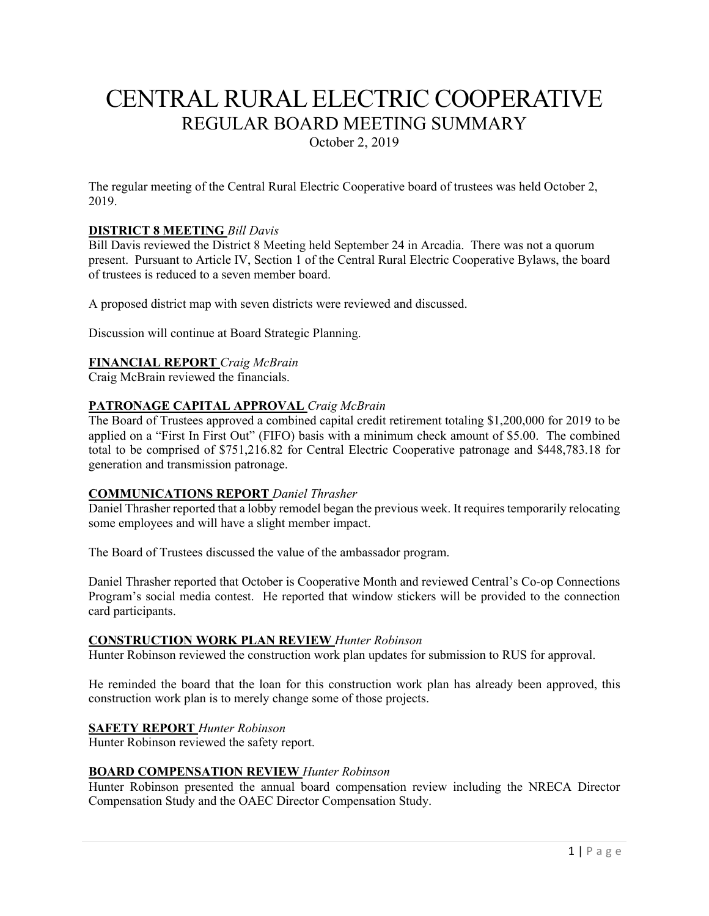# CENTRAL RURAL ELECTRIC COOPERATIVE

## REGULAR BOARD MEETING SUMMARY

October 2, 2019

The regular meeting of the Central Rural Electric Cooperative board of trustees was held October 2, 2019.

**DISTRICT 8 MEETING** *Bill Davis*

Bill Davis reviewed the District 8 Meeting held September 24 in Arcadia. There was not a quorum present. Pursuant to Article IV, Section 1 of the Central Rural Electric Cooperative Bylaws, the board of trustees is reduced to a seven member board.

A proposed district map with seven districts were reviewed and discussed.

Discussion will continue at Board Strategic Planning.

**FINANCIAL REPORT** *Craig McBrain*

Craig McBrain reviewed the financials.

**PATRONAGE CAPITAL APPROVAL** *Craig McBrain*

The Board of Trustees approved a combined capital credit retirement totaling $1,200,000 for 2019 to be applied on a "First In First Out" (FIFO) basis with a minimum check amount of $5.00. The combined total to be comprised of $751,216.82 for Central Electric Cooperative patronage and $448,783.18 for generation and transmission patronage.

**COMMUNICATIONS REPORT** *Daniel Thrasher*

Daniel Thrasher reported that a lobby remodel began the previous week. It requires temporarily relocating some employees and will have a slight member impact.

The Board of Trustees discussed the value of the ambassador program.

Daniel Thrasher reported that October is Cooperative Month and reviewed Central's Co-op Connections Program's social media contest. He reported that window stickers will be provided to the connection card participants.

**CONSTRUCTION WORK PLAN REVIEW** *Hunter Robinson*

Hunter Robinson reviewed the construction work plan updates for submission to RUS for approval.

He reminded the board that the loan for this construction work plan has already been approved, this construction work plan is to merely change some of those projects.

**SAFETY REPORT** *Hunter Robinson*

Hunter Robinson reviewed the safety report.

**BOARD COMPENSATION REVIEW** *Hunter Robinson*

Hunter Robinson presented the annual board compensation review including the NRECA Director Compensation Study and the OAEC Director Compensation Study.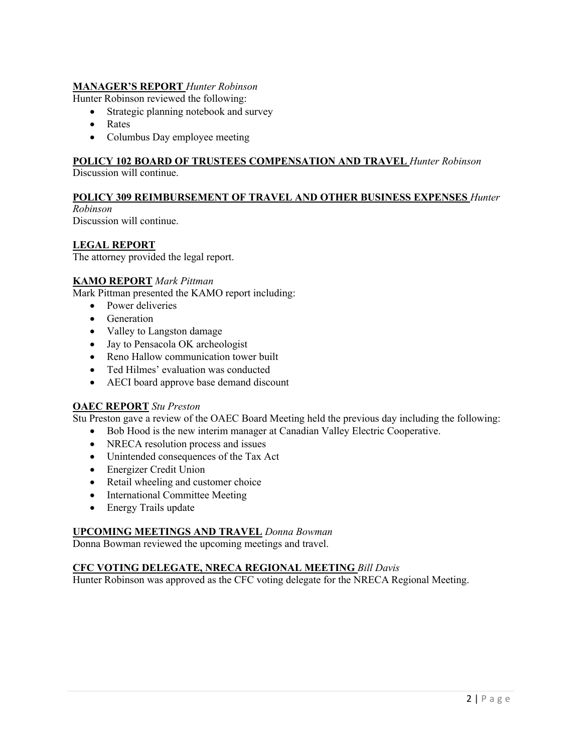**MANAGER'S REPORT** *Hunter Robinson*

Hunter Robinson reviewed the following:

- Strategic planning notebook and survey
- Rates
- Columbus Day employee meeting

**POLICY 102 BOARD OF TRUSTEES COMPENSATION AND TRAVEL** *Hunter Robinson*

Discussion will continue.

**POLICY 309 REIMBURSEMENT OF TRAVEL AND OTHER BUSINESS EXPENSES** *Hunter Robinson*

Discussion will continue.

**LEGAL REPORT**

The attorney provided the legal report.

**KAMO REPORT** *Mark Pittman*

Mark Pittman presented the KAMO report including:

- Power deliveries
- Generation
- Valley to Langston damage
- Jay to Pensacola OK archeologist
- Reno Hallow communication tower built
- Ted Hilmes' evaluation was conducted
- AECI board approve base demand discount

**OAEC REPORT** *Stu Preston*

Stu Preston gave a review of the OAEC Board Meeting held the previous day including the following:

- Bob Hood is the new interim manager at Canadian Valley Electric Cooperative.
- NRECA resolution process and issues
- Unintended consequences of the Tax Act
- Energizer Credit Union
- Retail wheeling and customer choice
- International Committee Meeting
- Energy Trails update

**UPCOMING MEETINGS AND TRAVEL** *Donna Bowman*

Donna Bowman reviewed the upcoming meetings and travel.

**CFC VOTING DELEGATE, NRECA REGIONAL MEETING** *Bill Davis*

Hunter Robinson was approved as the CFC voting delegate for the NRECA Regional Meeting.